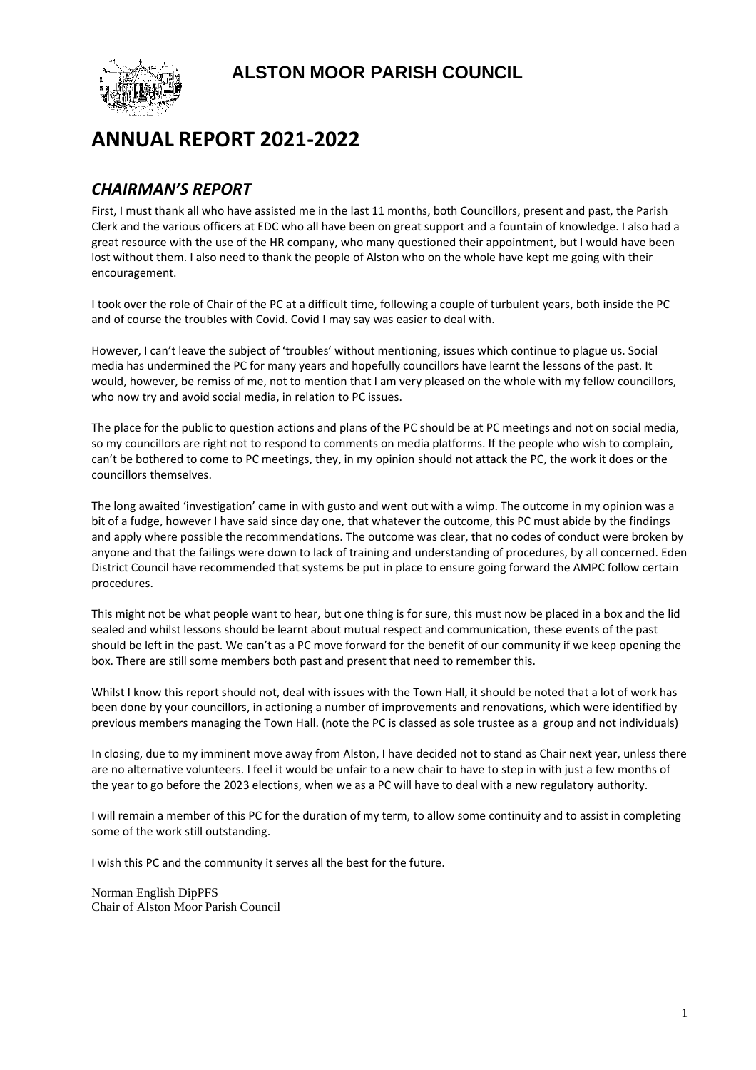**ALSTON MOOR PARISH COUNCIL**

# ANNUAL REPORT 2021-2022

## *CHAIRMAN'S REPORT*

First, I must thank all who have assisted me in the last 11 months, both Councillors, present and past, the Parish Clerk and the various officers at EDC who all have been on great support and a fountain of knowledge. I also had a great resource with the use of the HR company, who many questioned their appointment, but I would have been lost without them. I also need to thank the people of Alston who on the whole have kept me going with their encouragement.

I took over the role of Chair of the PC at a difficult time, following a couple of turbulent years, both inside the PC and of course the troubles with Covid. Covid I may say was easier to deal with.

However, I can't leave the subject of 'troubles' without mentioning, issues which continue to plague us. Social media has undermined the PC for many years and hopefully councillors have learnt the lessons of the past. It would, however, be remiss of me, not to mention that I am very pleased on the whole with my fellow councillors, who now try and avoid social media, in relation to PC issues.

The place for the public to question actions and plans of the PC should be at PC meetings and not on social media, so my councillors are right not to respond to comments on media platforms. If the people who wish to complain, can't be bothered to come to PC meetings, they, in my opinion should not attack the PC, the work it does or the councillors themselves.

The long awaited 'investigation' came in with gusto and went out with a wimp. The outcome in my opinion was a bit of a fudge, however I have said since day one, that whatever the outcome, this PC must abide by the findings and apply where possible the recommendations. The outcome was clear, that no codes of conduct were broken by anyone and that the failings were down to lack of training and understanding of procedures, by all concerned. Eden District Council have recommended that systems be put in place to ensure going forward the AMPC follow certain procedures.

This might not be what people want to hear, but one thing is for sure, this must now be placed in a box and the lid sealed and whilst lessons should be learnt about mutual respect and communication, these events of the past should be left in the past. We can't as a PC move forward for the benefit of our community if we keep opening the box. There are still some members both past and present that need to remember this.

Whilst I know this report should not, deal with issues with the Town Hall, it should be noted that a lot of work has been done by your councillors, in actioning a number of improvements and renovations, which were identified by previous members managing the Town Hall. (note the PC is classed as sole trustee as a group and not individuals)

In closing, due to my imminent move away from Alston, I have decided not to stand as Chair next year, unless there are no alternative volunteers. I feel it would be unfair to a new chair to have to step in with just a few months of the year to go before the 2023 elections, when we as a PC will have to deal with a new regulatory authority.

I will remain a member of this PC for the duration of my term, to allow some continuity and to assist in completing some of the work still outstanding.

I wish this PC and the community it serves all the best for the future.

Norman English DipPFS
Chair of Alston Moor Parish Council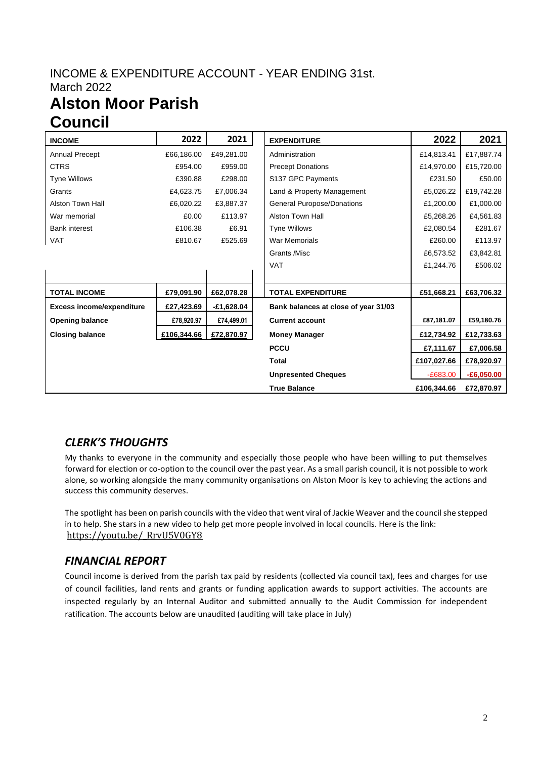## INCOME & EXPENDITURE ACCOUNT - YEAR ENDING 31st. March 2022

# Alston Moor Parish Council

| INCOME | 2022 | 2021 | EXPENDITURE | 2022 | 2021 |
|---|---|---|---|---|---|
| Annual Precept | £66,186.00 | £49,281.00 | Administration | £14,813.41 | £17,887.74 |
| CTRS | £954.00 | £959.00 | Precept Donations | £14,970.00 | £15,720.00 |
| Tyne Willows | £390.88 | £298.00 | S137 GPC Payments | £231.50 | £50.00 |
| Grants | £4,623.75 | £7,006.34 | Land & Property Management | £5,026.22 | £19,742.28 |
| Alston Town Hall | £6,020.22 | £3,887.37 | General Puropose/Donations | £1,200.00 | £1,000.00 |
| War memorial | £0.00 | £113.97 | Alston Town Hall | £5,268.26 | £4,561.83 |
| Bank interest | £106.38 | £6.91 | Tyne Willows | £2,080.54 | £281.67 |
| VAT | £810.67 | £525.69 | War Memorials | £260.00 | £113.97 |
| | | | Grants /Misc | £6,573.52 | £3,842.81 |
| | | | VAT | £1,244.76 | £506.02 |
| **TOTAL INCOME** | **£79,091.90** | **£62,078.28** | **TOTAL EXPENDITURE** | **£51,668.21** | **£63,706.32** |
| **Excess income/expenditure** | **£27,423.69** | **-£1,628.04** | **Bank balances at close of year 31/03** | | |
| **Opening balance** | **£78,920.97** | **£74,499.01** | **Current account** | **£87,181.07** | **£59,180.76** |
| **Closing balance** | **£106,344.66** | **£72,870.97** | **Money Manager** | **£12,734.92** | **£12,733.63** |
| | | | **PCCU** | **£7,111.67** | **£7,006.58** |
| | | | **Total** | **£107,027.66** | **£78,920.97** |
| | | | **Unpresented Cheques** | -£683.00 | **-£6,050.00** |
| | | | **True Balance** | **£106,344.66** | **£72,870.97** |

## *CLERK'S THOUGHTS*

My thanks to everyone in the community and especially those people who have been willing to put themselves forward for election or co-option to the council over the past year. As a small parish council, it is not possible to work alone, so working alongside the many community organisations on Alston Moor is key to achieving the actions and success this community deserves.

The spotlight has been on parish councils with the video that went viral of Jackie Weaver and the council she stepped in to help. She stars in a new video to help get more people involved in local councils. Here is the link: https://youtu.be/_RrvU5V0GY8

## *FINANCIAL REPORT*

Council income is derived from the parish tax paid by residents (collected via council tax), fees and charges for use of council facilities, land rents and grants or funding application awards to support activities. The accounts are inspected regularly by an Internal Auditor and submitted annually to the Audit Commission for independent ratification. The accounts below are unaudited (auditing will take place in July)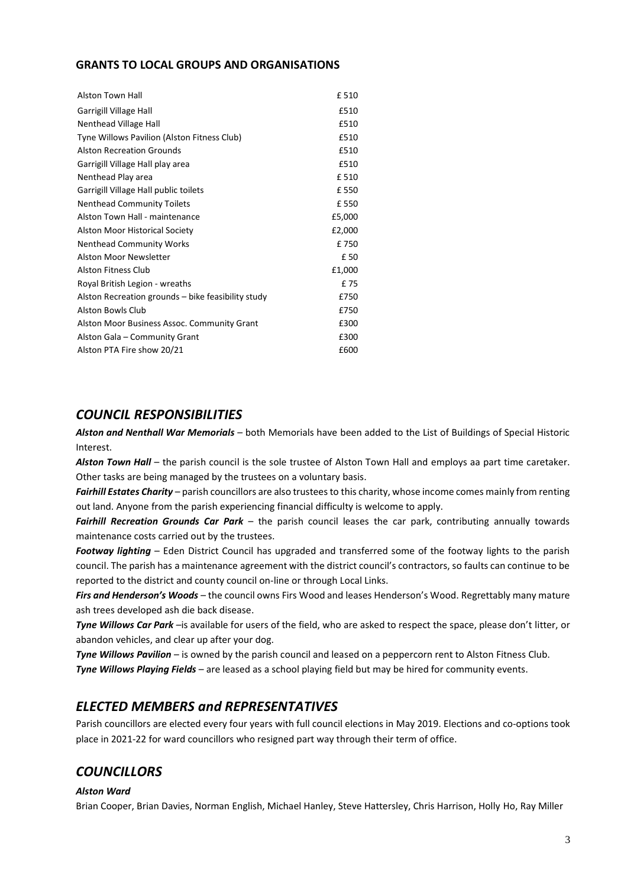### GRANTS TO LOCAL GROUPS AND ORGANISATIONS

| | |
|---|---|
| Alston Town Hall | £ 510 |
| Garrigill Village Hall | £510 |
| Nenthead Village Hall | £510 |
| Tyne Willows Pavilion (Alston Fitness Club) | £510 |
| Alston Recreation Grounds | £510 |
| Garrigill Village Hall play area | £510 |
| Nenthead Play area | £ 510 |
| Garrigill Village Hall public toilets | £ 550 |
| Nenthead Community Toilets | £ 550 |
| Alston Town Hall - maintenance | £5,000 |
| Alston Moor Historical Society | £2,000 |
| Nenthead Community Works | £ 750 |
| Alston Moor Newsletter | £ 50 |
| Alston Fitness Club | £1,000 |
| Royal British Legion - wreaths | £ 75 |
| Alston Recreation grounds – bike feasibility study | £750 |
| Alston Bowls Club | £750 |
| Alston Moor Business Assoc. Community Grant | £300 |
| Alston Gala – Community Grant | £300 |
| Alston PTA Fire show 20/21 | £600 |

## *COUNCIL RESPONSIBILITIES*

***Alston and Nenthall War Memorials*** – both Memorials have been added to the List of Buildings of Special Historic Interest.

***Alston Town Hall*** – the parish council is the sole trustee of Alston Town Hall and employs aa part time caretaker. Other tasks are being managed by the trustees on a voluntary basis.

***Fairhill Estates Charity*** – parish councillors are also trustees to this charity, whose income comes mainly from renting out land. Anyone from the parish experiencing financial difficulty is welcome to apply.

***Fairhill Recreation Grounds Car Park*** – the parish council leases the car park, contributing annually towards maintenance costs carried out by the trustees.

***Footway lighting*** – Eden District Council has upgraded and transferred some of the footway lights to the parish council. The parish has a maintenance agreement with the district council's contractors, so faults can continue to be reported to the district and county council on-line or through Local Links.

***Firs and Henderson's Woods*** – the council owns Firs Wood and leases Henderson's Wood. Regrettably many mature ash trees developed ash die back disease.

***Tyne Willows Car Park*** –is available for users of the field, who are asked to respect the space, please don't litter, or abandon vehicles, and clear up after your dog.

***Tyne Willows Pavilion*** – is owned by the parish council and leased on a peppercorn rent to Alston Fitness Club.

***Tyne Willows Playing Fields*** – are leased as a school playing field but may be hired for community events.

## *ELECTED MEMBERS and REPRESENTATIVES*

Parish councillors are elected every four years with full council elections in May 2019. Elections and co-options took place in 2021-22 for ward councillors who resigned part way through their term of office.

## *COUNCILLORS*

***Alston Ward***

Brian Cooper, Brian Davies, Norman English, Michael Hanley, Steve Hattersley, Chris Harrison, Holly Ho, Ray Miller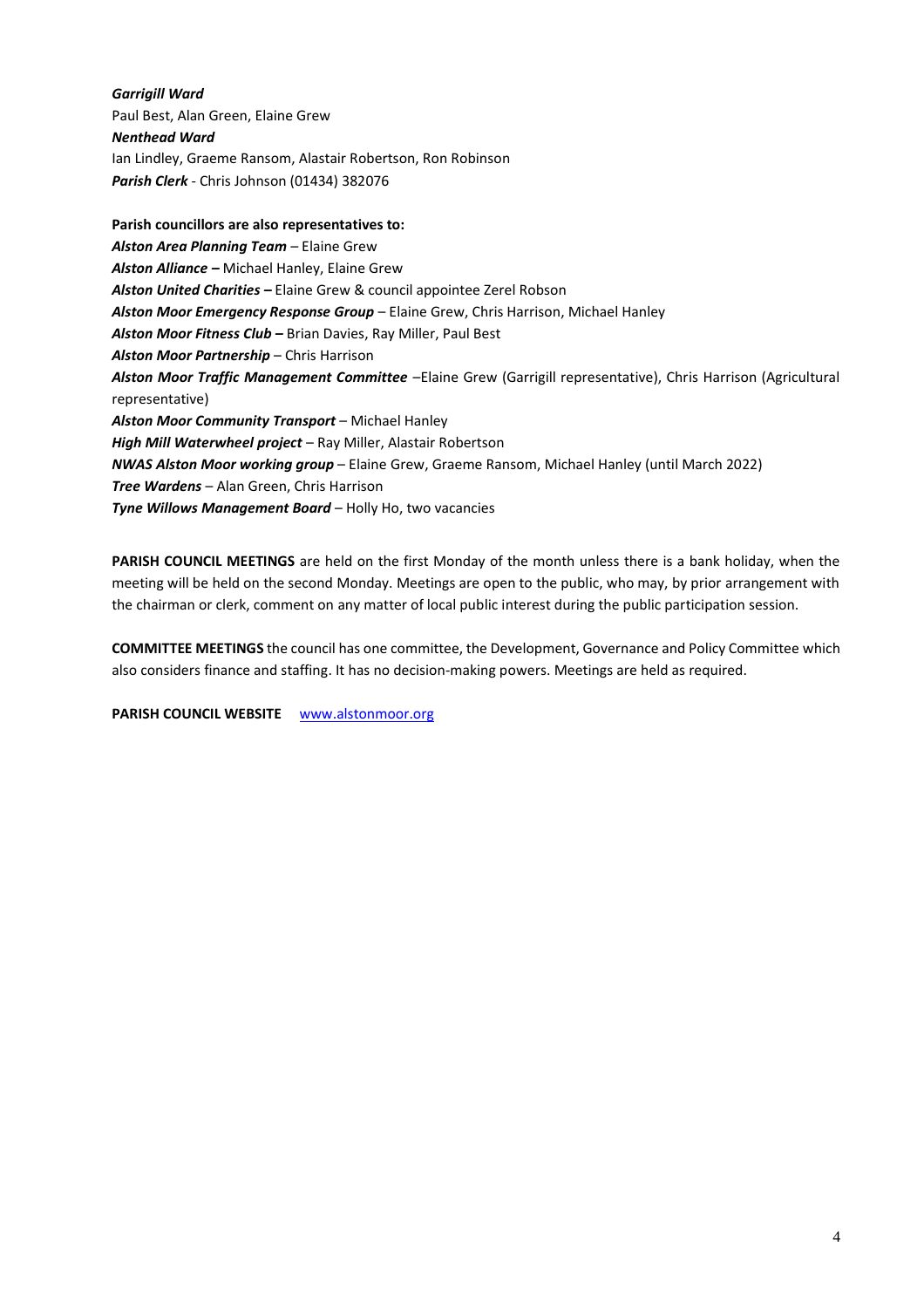***Garrigill Ward***
Paul Best, Alan Green, Elaine Grew
***Nenthead Ward***
Ian Lindley, Graeme Ransom, Alastair Robertson, Ron Robinson
***Parish Clerk*** - Chris Johnson (01434) 382076

**Parish councillors are also representatives to:**
***Alston Area Planning Team*** – Elaine Grew
***Alston Alliance –*** Michael Hanley, Elaine Grew
***Alston United Charities –*** Elaine Grew & council appointee Zerel Robson
***Alston Moor Emergency Response Group*** – Elaine Grew, Chris Harrison, Michael Hanley
***Alston Moor Fitness Club –*** Brian Davies, Ray Miller, Paul Best
***Alston Moor Partnership*** – Chris Harrison
***Alston Moor Traffic Management Committee*** –Elaine Grew (Garrigill representative), Chris Harrison (Agricultural representative)
***Alston Moor Community Transport*** – Michael Hanley
***High Mill Waterwheel project*** – Ray Miller, Alastair Robertson
***NWAS Alston Moor working group*** – Elaine Grew, Graeme Ransom, Michael Hanley (until March 2022)
***Tree Wardens*** – Alan Green, Chris Harrison
***Tyne Willows Management Board*** – Holly Ho, two vacancies

**PARISH COUNCIL MEETINGS** are held on the first Monday of the month unless there is a bank holiday, when the meeting will be held on the second Monday. Meetings are open to the public, who may, by prior arrangement with the chairman or clerk, comment on any matter of local public interest during the public participation session.

**COMMITTEE MEETINGS** the council has one committee, the Development, Governance and Policy Committee which also considers finance and staffing. It has no decision-making powers. Meetings are held as required.

**PARISH COUNCIL WEBSITE** [www.alstonmoor.org](http://www.alstonmoor.org)